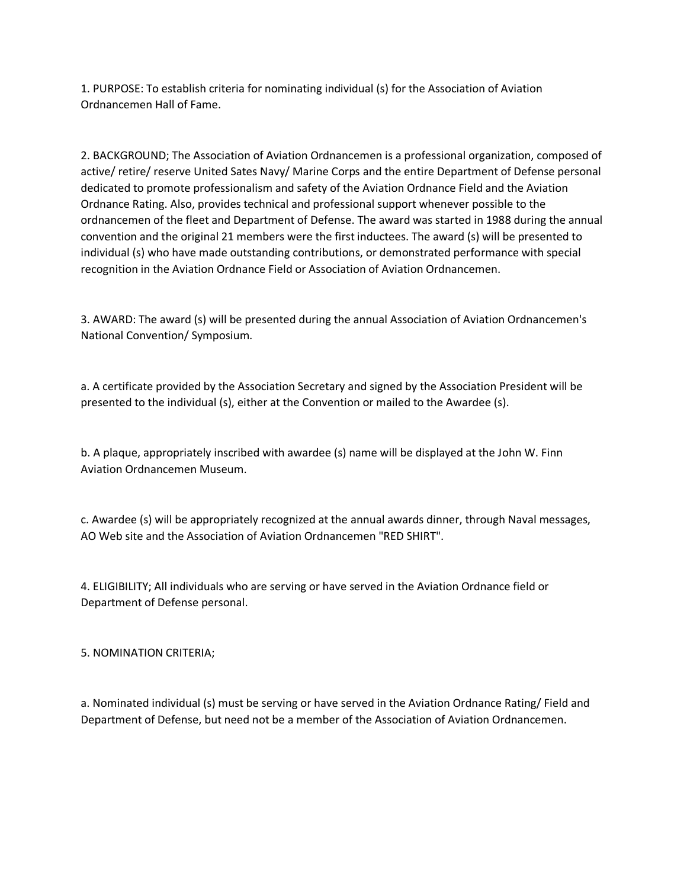1. PURPOSE: To establish criteria for nominating individual (s) for the Association of Aviation Ordnancemen Hall of Fame.

2. BACKGROUND; The Association of Aviation Ordnancemen is a professional organization, composed of active/ retire/ reserve United Sates Navy/ Marine Corps and the entire Department of Defense personal dedicated to promote professionalism and safety of the Aviation Ordnance Field and the Aviation Ordnance Rating. Also, provides technical and professional support whenever possible to the ordnancemen of the fleet and Department of Defense. The award was started in 1988 during the annual convention and the original 21 members were the first inductees. The award (s) will be presented to individual (s) who have made outstanding contributions, or demonstrated performance with special recognition in the Aviation Ordnance Field or Association of Aviation Ordnancemen.

3. AWARD: The award (s) will be presented during the annual Association of Aviation Ordnancemen's National Convention/ Symposium.

a. A certificate provided by the Association Secretary and signed by the Association President will be presented to the individual (s), either at the Convention or mailed to the Awardee (s).

b. A plaque, appropriately inscribed with awardee (s) name will be displayed at the John W. Finn Aviation Ordnancemen Museum.

c. Awardee (s) will be appropriately recognized at the annual awards dinner, through Naval messages, AO Web site and the Association of Aviation Ordnancemen "RED SHIRT".

4. ELIGIBILITY; All individuals who are serving or have served in the Aviation Ordnance field or Department of Defense personal.

5. NOMINATION CRITERIA;

a. Nominated individual (s) must be serving or have served in the Aviation Ordnance Rating/ Field and Department of Defense, but need not be a member of the Association of Aviation Ordnancemen.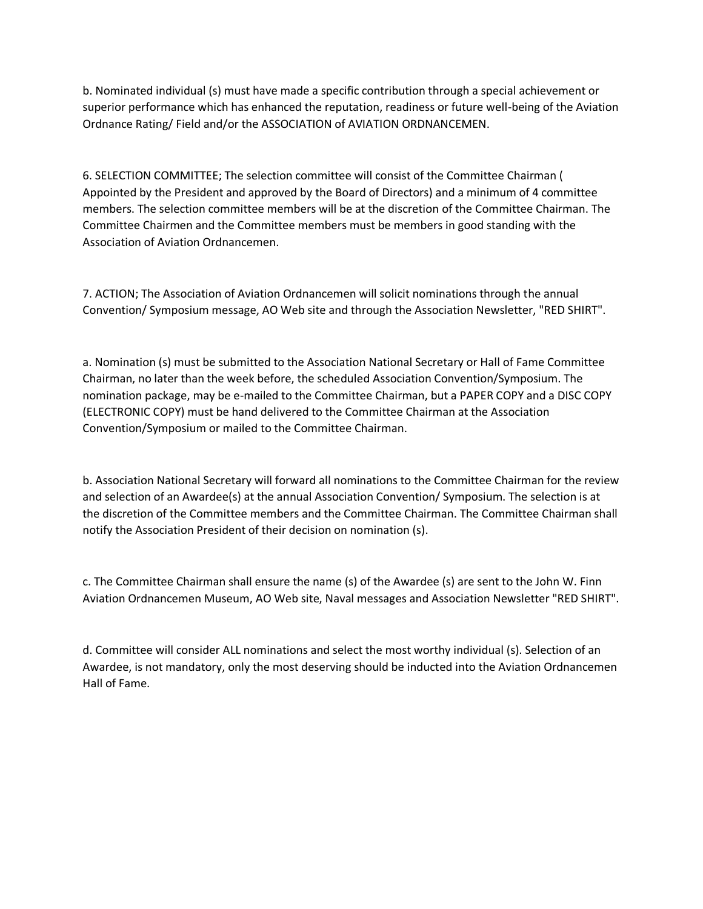b. Nominated individual (s) must have made a specific contribution through a special achievement or superior performance which has enhanced the reputation, readiness or future well-being of the Aviation Ordnance Rating/ Field and/or the ASSOCIATION of AVIATION ORDNANCEMEN.

6. SELECTION COMMITTEE; The selection committee will consist of the Committee Chairman ( Appointed by the President and approved by the Board of Directors) and a minimum of 4 committee members. The selection committee members will be at the discretion of the Committee Chairman. The Committee Chairmen and the Committee members must be members in good standing with the Association of Aviation Ordnancemen.

7. ACTION; The Association of Aviation Ordnancemen will solicit nominations through the annual Convention/ Symposium message, AO Web site and through the Association Newsletter, "RED SHIRT".

a. Nomination (s) must be submitted to the Association National Secretary or Hall of Fame Committee Chairman, no later than the week before, the scheduled Association Convention/Symposium. The nomination package, may be e-mailed to the Committee Chairman, but a PAPER COPY and a DISC COPY (ELECTRONIC COPY) must be hand delivered to the Committee Chairman at the Association Convention/Symposium or mailed to the Committee Chairman.

b. Association National Secretary will forward all nominations to the Committee Chairman for the review and selection of an Awardee(s) at the annual Association Convention/ Symposium. The selection is at the discretion of the Committee members and the Committee Chairman. The Committee Chairman shall notify the Association President of their decision on nomination (s).

c. The Committee Chairman shall ensure the name (s) of the Awardee (s) are sent to the John W. Finn Aviation Ordnancemen Museum, AO Web site, Naval messages and Association Newsletter "RED SHIRT".

d. Committee will consider ALL nominations and select the most worthy individual (s). Selection of an Awardee, is not mandatory, only the most deserving should be inducted into the Aviation Ordnancemen Hall of Fame.